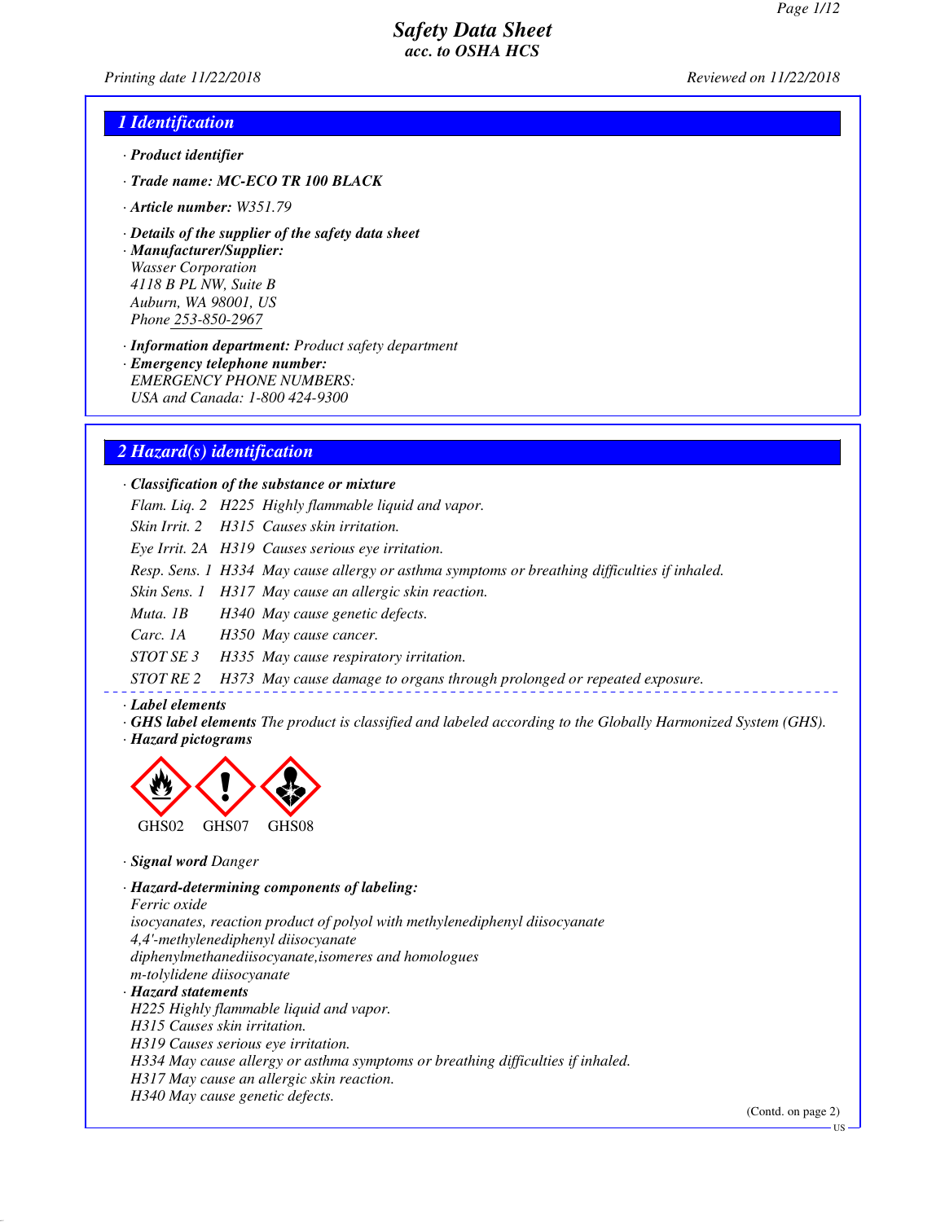# Safety Data Sheet
## acc. to OSHA HCS

*Printing date 11/22/2018* *Reviewed on 11/22/2018*

## 1 Identification

· **Product identifier**

· **Trade name: MC-ECO TR 100 BLACK**

· **Article number:** W351.79

· **Details of the supplier of the safety data sheet**

· **Manufacturer/Supplier:**
Wasser Corporation
4118 B PL NW, Suite B
Auburn, WA 98001, US
Phone 253-850-2967

· **Information department:** Product safety department

· **Emergency telephone number:**
EMERGENCY PHONE NUMBERS:
USA and Canada: 1-800 424-9300

## 2 Hazard(s) identification

· **Classification of the substance or mixture**

| | | |
|---|---|---|
| Flam. Liq. 2 | H225 | Highly flammable liquid and vapor. |
| Skin Irrit. 2 | H315 | Causes skin irritation. |
| Eye Irrit. 2A | H319 | Causes serious eye irritation. |
| Resp. Sens. 1 | H334 | May cause allergy or asthma symptoms or breathing difficulties if inhaled. |
| Skin Sens. 1 | H317 | May cause an allergic skin reaction. |
| Muta. 1B | H340 | May cause genetic defects. |
| Carc. 1A | H350 | May cause cancer. |
| STOT SE 3 | H335 | May cause respiratory irritation. |
| STOT RE 2 | H373 | May cause damage to organs through prolonged or repeated exposure. |

· **Label elements**

· **GHS label elements** The product is classified and labeled according to the Globally Harmonized System (GHS).

· **Hazard pictograms**

GHS02 GHS07 GHS08

· **Signal word** Danger

· **Hazard-determining components of labeling:**
Ferric oxide
isocyanates, reaction product of polyol with methylenediphenyl diisocyanate
4,4'-methylenediphenyl diisocyanate
diphenylmethanediisocyanate,isomeres and homologues
m-tolylidene diisocyanate

· **Hazard statements**
H225 Highly flammable liquid and vapor.
H315 Causes skin irritation.
H319 Causes serious eye irritation.
H334 May cause allergy or asthma symptoms or breathing difficulties if inhaled.
H317 May cause an allergic skin reaction.
H340 May cause genetic defects.

(Contd. on page 2)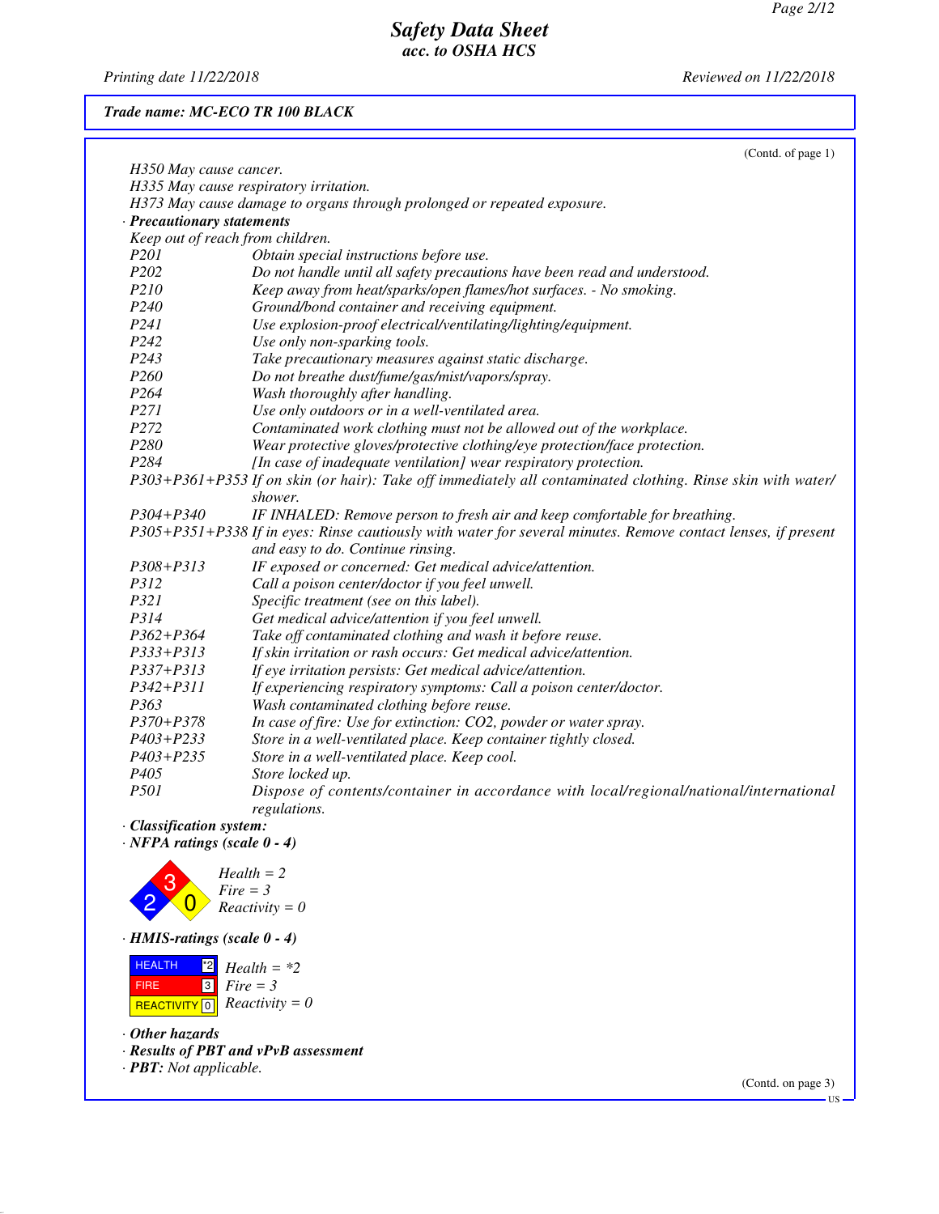Trade name: MC-ECO TR 100 BLACK

(Contd. of page 1)

H350 May cause cancer.
H335 May cause respiratory irritation.
H373 May cause damage to organs through prolonged or repeated exposure.

· **Precautionary statements**

Keep out of reach from children.

| | |
|---|---|
| P201 | Obtain special instructions before use. |
| P202 | Do not handle until all safety precautions have been read and understood. |
| P210 | Keep away from heat/sparks/open flames/hot surfaces. - No smoking. |
| P240 | Ground/bond container and receiving equipment. |
| P241 | Use explosion-proof electrical/ventilating/lighting/equipment. |
| P242 | Use only non-sparking tools. |
| P243 | Take precautionary measures against static discharge. |
| P260 | Do not breathe dust/fume/gas/mist/vapors/spray. |
| P264 | Wash thoroughly after handling. |
| P271 | Use only outdoors or in a well-ventilated area. |
| P272 | Contaminated work clothing must not be allowed out of the workplace. |
| P280 | Wear protective gloves/protective clothing/eye protection/face protection. |
| P284 | [In case of inadequate ventilation] wear respiratory protection. |
| P303+P361+P353 | If on skin (or hair): Take off immediately all contaminated clothing. Rinse skin with water/shower. |
| P304+P340 | IF INHALED: Remove person to fresh air and keep comfortable for breathing. |
| P305+P351+P338 | If in eyes: Rinse cautiously with water for several minutes. Remove contact lenses, if present and easy to do. Continue rinsing. |
| P308+P313 | IF exposed or concerned: Get medical advice/attention. |
| P312 | Call a poison center/doctor if you feel unwell. |
| P321 | Specific treatment (see on this label). |
| P314 | Get medical advice/attention if you feel unwell. |
| P362+P364 | Take off contaminated clothing and wash it before reuse. |
| P333+P313 | If skin irritation or rash occurs: Get medical advice/attention. |
| P337+P313 | If eye irritation persists: Get medical advice/attention. |
| P342+P311 | If experiencing respiratory symptoms: Call a poison center/doctor. |
| P363 | Wash contaminated clothing before reuse. |
| P370+P378 | In case of fire: Use for extinction: CO2, powder or water spray. |
| P403+P233 | Store in a well-ventilated place. Keep container tightly closed. |
| P403+P235 | Store in a well-ventilated place. Keep cool. |
| P405 | Store locked up. |
| P501 | Dispose of contents/container in accordance with local/regional/national/international regulations. |

· **Classification system:**

· **NFPA ratings (scale 0 - 4)**

Health = 2
Fire = 3
Reactivity = 0

· **HMIS-ratings (scale 0 - 4)**

| | | |
|---|---|---|
| HEALTH | *2 | Health = *2 |
| FIRE | 3 | Fire = 3 |
| REACTIVITY | 0 | Reactivity = 0 |

· **Other hazards**

· **Results of PBT and vPvB assessment**

· **PBT:** Not applicable.

(Contd. on page 3)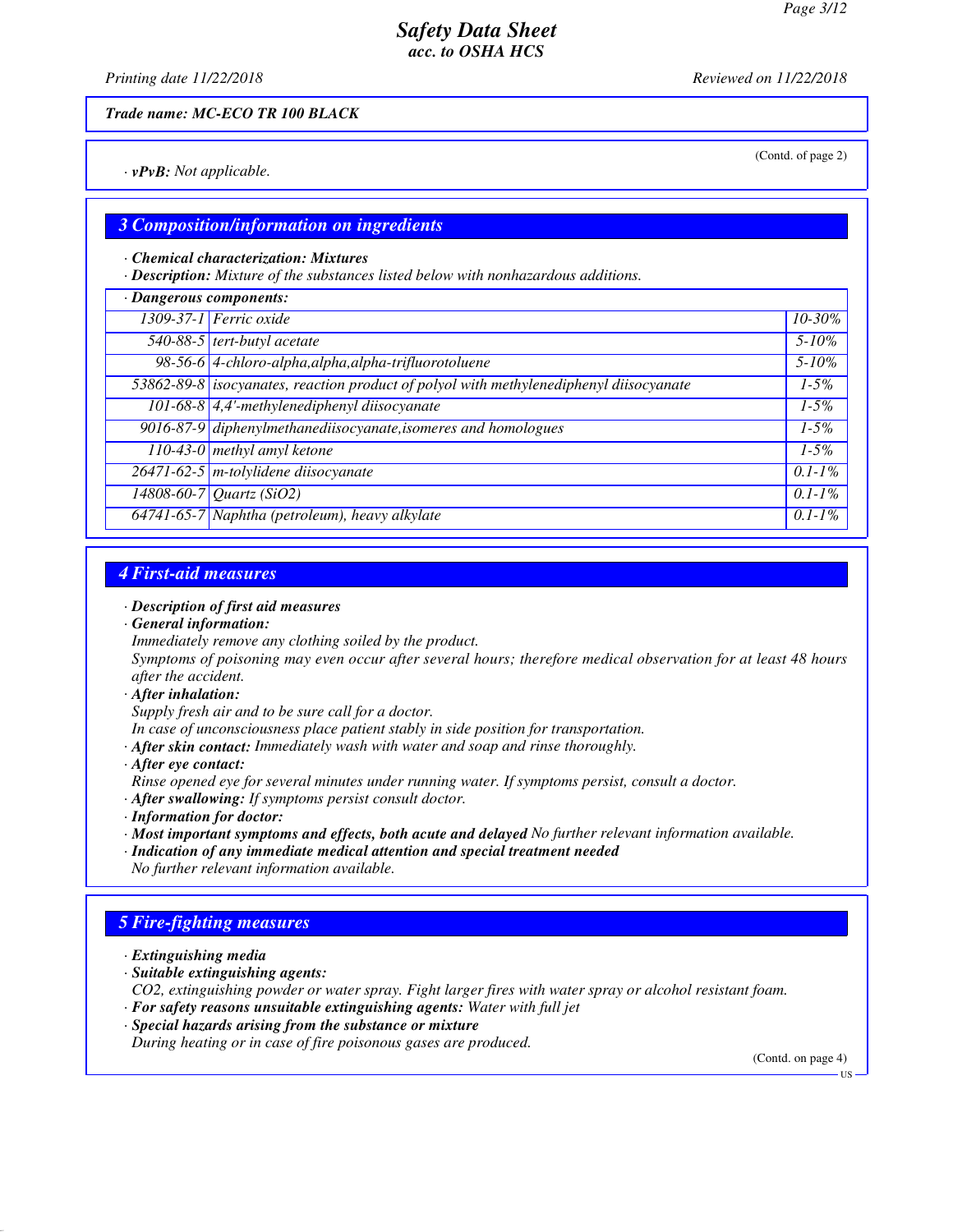Trade name: MC-ECO TR 100 BLACK

(Contd. of page 2)

· **vPvB:** Not applicable.

## 3 Composition/information on ingredients

· **Chemical characterization: Mixtures**
· **Description:** Mixture of the substances listed below with nonhazardous additions.

| · Dangerous components: | | |
|---|---|---|
| 1309-37-1 | Ferric oxide | 10-30% |
| 540-88-5 | tert-butyl acetate | 5-10% |
| 98-56-6 | 4-chloro-alpha,alpha,alpha-trifluorotoluene | 5-10% |
| 53862-89-8 | isocyanates, reaction product of polyol with methylenediphenyl diisocyanate | 1-5% |
| 101-68-8 | 4,4'-methylenediphenyl diisocyanate | 1-5% |
| 9016-87-9 | diphenylmethanediisocyanate,isomeres and homologues | 1-5% |
| 110-43-0 | methyl amyl ketone | 1-5% |
| 26471-62-5 | m-tolylidene diisocyanate | 0.1-1% |
| 14808-60-7 | Quartz ($SiO_2$) | 0.1-1% |
| 64741-65-7 | Naphtha (petroleum), heavy alkylate | 0.1-1% |

## 4 First-aid measures

· **Description of first aid measures**
· **General information:**
Immediately remove any clothing soiled by the product.
Symptoms of poisoning may even occur after several hours; therefore medical observation for at least 48 hours after the accident.
· **After inhalation:**
Supply fresh air and to be sure call for a doctor.
In case of unconsciousness place patient stably in side position for transportation.
· **After skin contact:** Immediately wash with water and soap and rinse thoroughly.
· **After eye contact:**
Rinse opened eye for several minutes under running water. If symptoms persist, consult a doctor.
· **After swallowing:** If symptoms persist consult doctor.
· **Information for doctor:**
· **Most important symptoms and effects, both acute and delayed** No further relevant information available.
· **Indication of any immediate medical attention and special treatment needed**
No further relevant information available.

## 5 Fire-fighting measures

· **Extinguishing media**
· **Suitable extinguishing agents:**
$CO_2$, extinguishing powder or water spray. Fight larger fires with water spray or alcohol resistant foam.
· **For safety reasons unsuitable extinguishing agents:** Water with full jet
· **Special hazards arising from the substance or mixture**
During heating or in case of fire poisonous gases are produced.

(Contd. on page 4)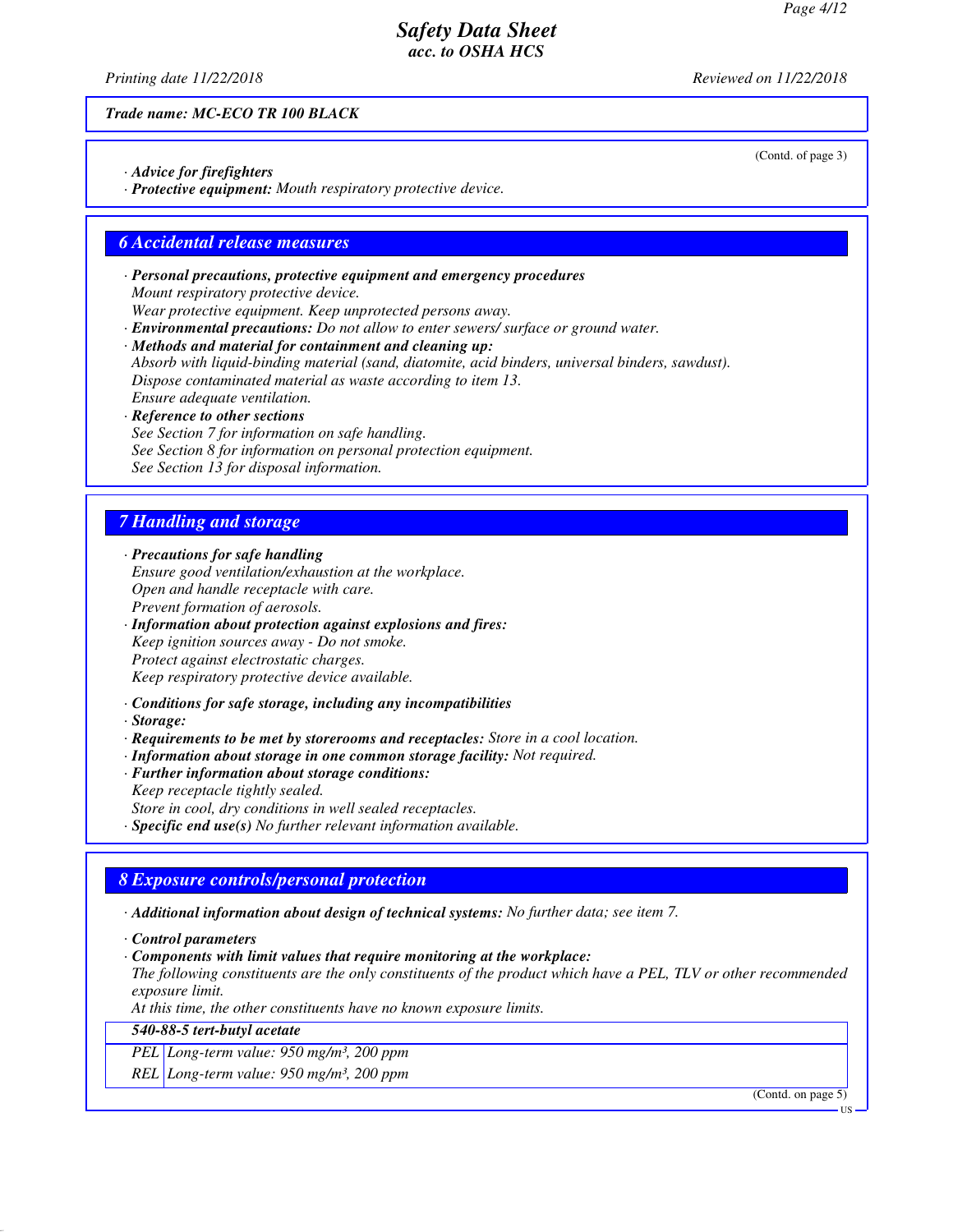Trade name: MC-ECO TR 100 BLACK

(Contd. of page 3)

· **Advice for firefighters**
· **Protective equipment:** Mouth respiratory protective device.

## 6 Accidental release measures

· **Personal precautions, protective equipment and emergency procedures**
Mount respiratory protective device.
Wear protective equipment. Keep unprotected persons away.
· **Environmental precautions:** Do not allow to enter sewers/ surface or ground water.
· **Methods and material for containment and cleaning up:**
Absorb with liquid-binding material (sand, diatomite, acid binders, universal binders, sawdust).
Dispose contaminated material as waste according to item 13.
Ensure adequate ventilation.
· **Reference to other sections**
See Section 7 for information on safe handling.
See Section 8 for information on personal protection equipment.
See Section 13 for disposal information.

## 7 Handling and storage

· **Precautions for safe handling**
Ensure good ventilation/exhaustion at the workplace.
Open and handle receptacle with care.
Prevent formation of aerosols.
· **Information about protection against explosions and fires:**
Keep ignition sources away - Do not smoke.
Protect against electrostatic charges.
Keep respiratory protective device available.

· **Conditions for safe storage, including any incompatibilities**
· **Storage:**
· **Requirements to be met by storerooms and receptacles:** Store in a cool location.
· **Information about storage in one common storage facility:** Not required.
· **Further information about storage conditions:**
Keep receptacle tightly sealed.
Store in cool, dry conditions in well sealed receptacles.
· **Specific end use(s)** No further relevant information available.

## 8 Exposure controls/personal protection

· **Additional information about design of technical systems:** No further data; see item 7.

· **Control parameters**
· **Components with limit values that require monitoring at the workplace:**
The following constituents are the only constituents of the product which have a PEL, TLV or other recommended exposure limit.
At this time, the other constituents have no known exposure limits.

| 540-88-5 tert-butyl acetate | |
|---|---|
| PEL | Long-term value: 950 mg/m³, 200 ppm |
| REL | Long-term value: 950 mg/m³, 200 ppm |

(Contd. on page 5)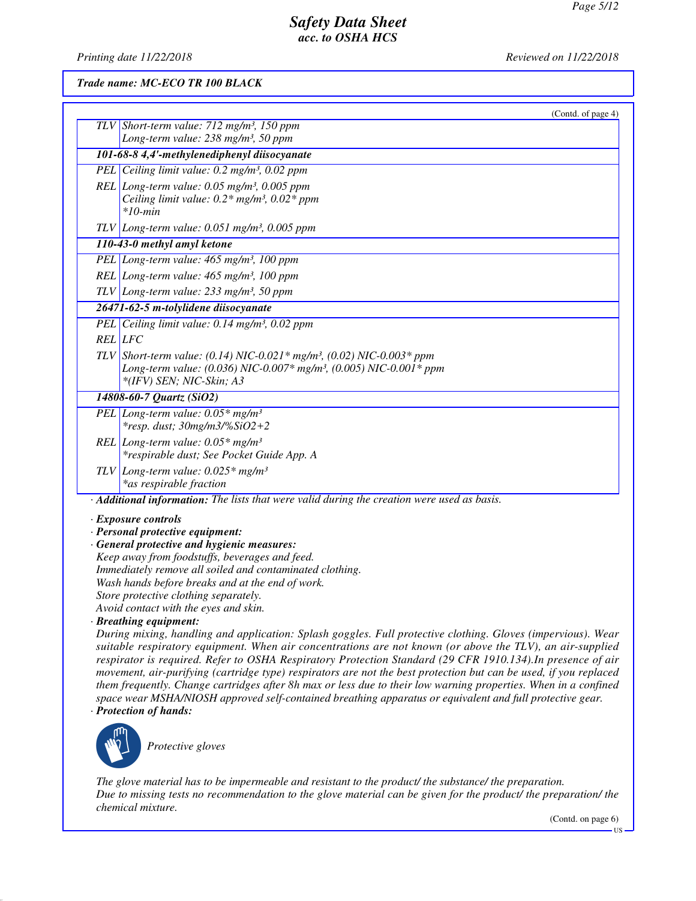**Trade name: MC-ECO TR 100 BLACK**

(Contd. of page 4)

| | |
|---|---|
| TLV | Short-term value: 712 mg/m³, 150 ppm<br>Long-term value: 238 mg/m³, 50 ppm |
| **101-68-8 4,4'-methylenediphenyl diisocyanate** | |
| PEL | Ceiling limit value: 0.2 mg/m³, 0.02 ppm |
| REL | Long-term value: 0.05 mg/m³, 0.005 ppm<br>Ceiling limit value: 0.2* mg/m³, 0.02* ppm<br>*10-min |
| TLV | Long-term value: 0.051 mg/m³, 0.005 ppm |
| **110-43-0 methyl amyl ketone** | |
| PEL | Long-term value: 465 mg/m³, 100 ppm |
| REL | Long-term value: 465 mg/m³, 100 ppm |
| TLV | Long-term value: 233 mg/m³, 50 ppm |
| **26471-62-5 m-tolylidene diisocyanate** | |
| PEL | Ceiling limit value: 0.14 mg/m³, 0.02 ppm |
| REL | LFC |
| TLV | Short-term value: (0.14) NIC-0.021* mg/m³, (0.02) NIC-0.003* ppm<br>Long-term value: (0.036) NIC-0.007* mg/m³, (0.005) NIC-0.001* ppm<br>*(IFV) SEN; NIC-Skin; A3 |
| **14808-60-7 Quartz (SiO2)** | |
| PEL | Long-term value: 0.05* mg/m³<br>*resp. dust; 30mg/m3/%SiO2+2 |
| REL | Long-term value: 0.05* mg/m³<br>*respirable dust; See Pocket Guide App. A |
| TLV | Long-term value: 0.025* mg/m³<br>*as respirable fraction |

· **Additional information:** The lists that were valid during the creation were used as basis.

· **Exposure controls**
· **Personal protective equipment:**
· **General protective and hygienic measures:**
Keep away from foodstuffs, beverages and feed.
Immediately remove all soiled and contaminated clothing.
Wash hands before breaks and at the end of work.
Store protective clothing separately.
Avoid contact with the eyes and skin.
· **Breathing equipment:**
During mixing, handling and application: Splash goggles. Full protective clothing. Gloves (impervious). Wear suitable respiratory equipment. When air concentrations are not known (or above the TLV), an air-supplied respirator is required. Refer to OSHA Respiratory Protection Standard (29 CFR 1910.134).In presence of air movement, air-purifying (cartridge type) respirators are not the best protection but can be used, if you replaced them frequently. Change cartridges after 8h max or less due to their low warning properties. When in a confined space wear MSHA/NIOSH approved self-contained breathing apparatus or equivalent and full protective gear.
· **Protection of hands:**

Protective gloves

The glove material has to be impermeable and resistant to the product/ the substance/ the preparation.
Due to missing tests no recommendation to the glove material can be given for the product/ the preparation/ the chemical mixture.

(Contd. on page 6)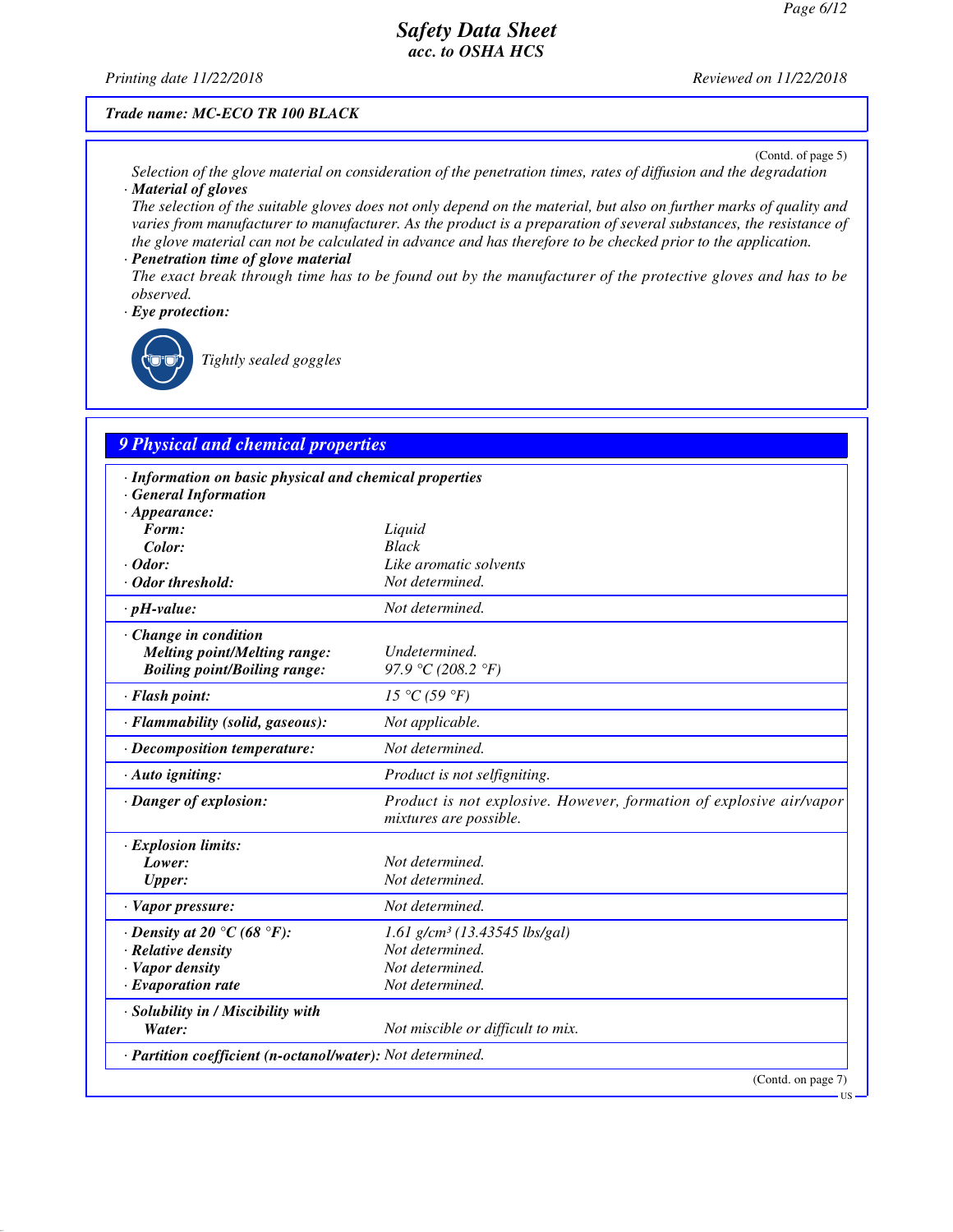Trade name: MC-ECO TR 100 BLACK

(Contd. of page 5)

Selection of the glove material on consideration of the penetration times, rates of diffusion and the degradation

· **Material of gloves**

The selection of the suitable gloves does not only depend on the material, but also on further marks of quality and varies from manufacturer to manufacturer. As the product is a preparation of several substances, the resistance of the glove material can not be calculated in advance and has therefore to be checked prior to the application.

· **Penetration time of glove material**

The exact break through time has to be found out by the manufacturer of the protective gloves and has to be observed.

· **Eye protection:**

Tightly sealed goggles

## 9 Physical and chemical properties

| | |
|---|---|
| · **Information on basic physical and chemical properties** | |
| · **General Information** | |
| · **Appearance:** | |
| **Form:** | Liquid |
| **Color:** | Black |
| · **Odor:** | Like aromatic solvents |
| · **Odor threshold:** | Not determined. |
| · **pH-value:** | Not determined. |
| · **Change in condition** | |
| **Melting point/Melting range:** | Undetermined. |
| **Boiling point/Boiling range:** | 97.9 °C (208.2 °F) |
| · **Flash point:** | 15 °C (59 °F) |
| · **Flammability (solid, gaseous):** | Not applicable. |
| · **Decomposition temperature:** | Not determined. |
| · **Auto igniting:** | Product is not selfigniting. |
| · **Danger of explosion:** | Product is not explosive. However, formation of explosive air/vapor mixtures are possible. |
| · **Explosion limits:** | |
| **Lower:** | Not determined. |
| **Upper:** | Not determined. |
| · **Vapor pressure:** | Not determined. |
| · **Density at 20 °C (68 °F):** | 1.61 g/cm³ (13.43545 lbs/gal) |
| · **Relative density** | Not determined. |
| · **Vapor density** | Not determined. |
| · **Evaporation rate** | Not determined. |
| · **Solubility in / Miscibility with** | |
| **Water:** | Not miscible or difficult to mix. |
| · **Partition coefficient (n-octanol/water):** | Not determined. |

(Contd. on page 7)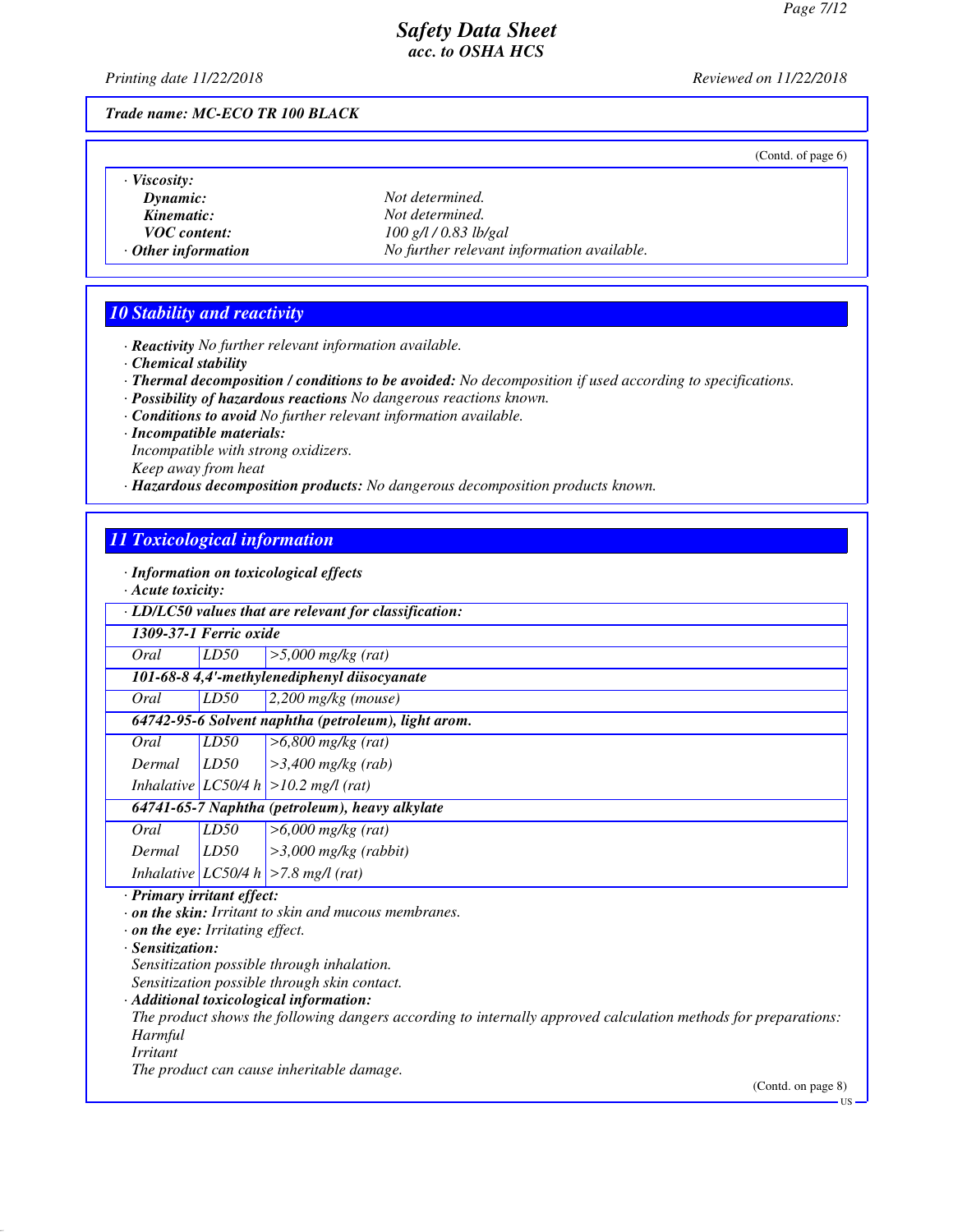**Trade name: MC-ECO TR 100 BLACK**

(Contd. of page 6)

- **Viscosity:**
  - **Dynamic:** Not determined.
  - **Kinematic:** Not determined.
  - **VOC content:** 100 g/l / 0.83 lb/gal
- **Other information** No further relevant information available.

## 10 Stability and reactivity

- **Reactivity** No further relevant information available.
- **Chemical stability**
- **Thermal decomposition / conditions to be avoided:** No decomposition if used according to specifications.
- **Possibility of hazardous reactions** No dangerous reactions known.
- **Conditions to avoid** No further relevant information available.
- **Incompatible materials:**
  Incompatible with strong oxidizers.
  Keep away from heat
- **Hazardous decomposition products:** No dangerous decomposition products known.

## 11 Toxicological information

- **Information on toxicological effects**
- **Acute toxicity:**

| LD/LC50 values that are relevant for classification: | | |
|---|---|---|
| **1309-37-1 Ferric oxide** | | |
| Oral | LD50 | >5,000 mg/kg (rat) |
| **101-68-8 4,4'-methylenediphenyl diisocyanate** | | |
| Oral | LD50 | 2,200 mg/kg (mouse) |
| **64742-95-6 Solvent naphtha (petroleum), light arom.** | | |
| Oral | LD50 | >6,800 mg/kg (rat) |
| Dermal | LD50 | >3,400 mg/kg (rab) |
| Inhalative | LC50/4 h | >10.2 mg/l (rat) |
| **64741-65-7 Naphtha (petroleum), heavy alkylate** | | |
| Oral | LD50 | >6,000 mg/kg (rat) |
| Dermal | LD50 | >3,000 mg/kg (rabbit) |
| Inhalative | LC50/4 h | >7.8 mg/l (rat) |

- **Primary irritant effect:**
- **on the skin:** Irritant to skin and mucous membranes.
- **on the eye:** Irritating effect.
- **Sensitization:**
  Sensitization possible through inhalation.
  Sensitization possible through skin contact.
- **Additional toxicological information:**
  The product shows the following dangers according to internally approved calculation methods for preparations:
  Harmful
  Irritant
  The product can cause inheritable damage.

(Contd. on page 8)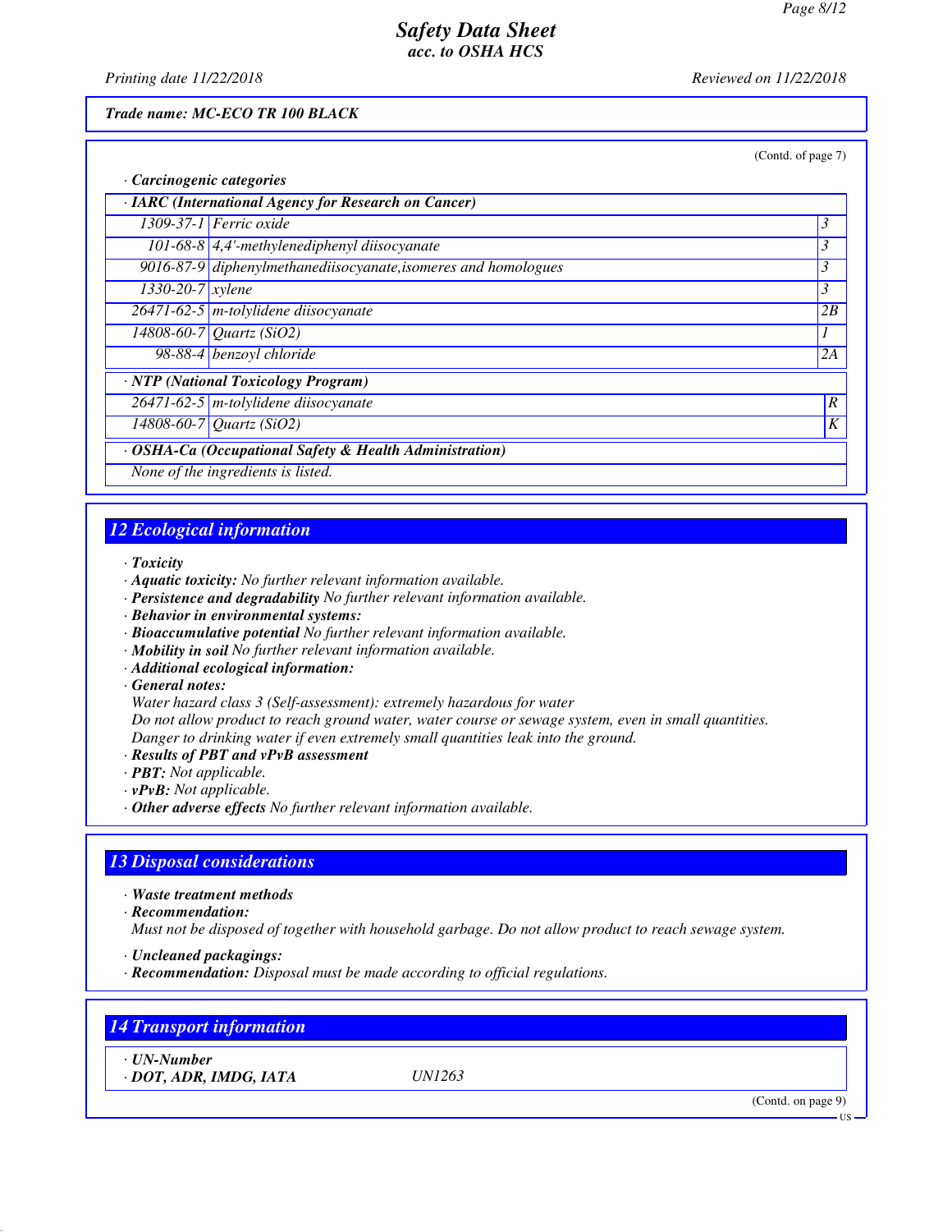Trade name: MC-ECO TR 100 BLACK

(Contd. of page 7)

· **Carcinogenic categories**

| · IARC (International Agency for Research on Cancer) | | |
|---|---|---|
| 1309-37-1 | Ferric oxide | 3 |
| 101-68-8 | 4,4'-methylenediphenyl diisocyanate | 3 |
| 9016-87-9 | diphenylmethanediisocyanate,isomeres and homologues | 3 |
| 1330-20-7 | xylene | 3 |
| 26471-62-5 | m-tolylidene diisocyanate | 2B |
| 14808-60-7 | Quartz ($SiO_2$) | 1 |
| 98-88-4 | benzoyl chloride | 2A |

| · NTP (National Toxicology Program) | | |
|---|---|---|
| 26471-62-5 | m-tolylidene diisocyanate | R |
| 14808-60-7 | Quartz ($SiO_2$) | K |

| · OSHA-Ca (Occupational Safety & Health Administration) |
|---|
| None of the ingredients is listed. |

## 12 Ecological information

· **Toxicity**
· **Aquatic toxicity:** No further relevant information available.
· **Persistence and degradability** No further relevant information available.
· **Behavior in environmental systems:**
· **Bioaccumulative potential** No further relevant information available.
· **Mobility in soil** No further relevant information available.
· **Additional ecological information:**
· **General notes:**
Water hazard class 3 (Self-assessment): extremely hazardous for water
Do not allow product to reach ground water, water course or sewage system, even in small quantities.
Danger to drinking water if even extremely small quantities leak into the ground.
· **Results of PBT and vPvB assessment**
· **PBT:** Not applicable.
· **vPvB:** Not applicable.
· **Other adverse effects** No further relevant information available.

## 13 Disposal considerations

· **Waste treatment methods**
· **Recommendation:**
Must not be disposed of together with household garbage. Do not allow product to reach sewage system.

· **Uncleaned packagings:**
· **Recommendation:** Disposal must be made according to official regulations.

## 14 Transport information

· **UN-Number**
· **DOT, ADR, IMDG, IATA** UN1263

(Contd. on page 9)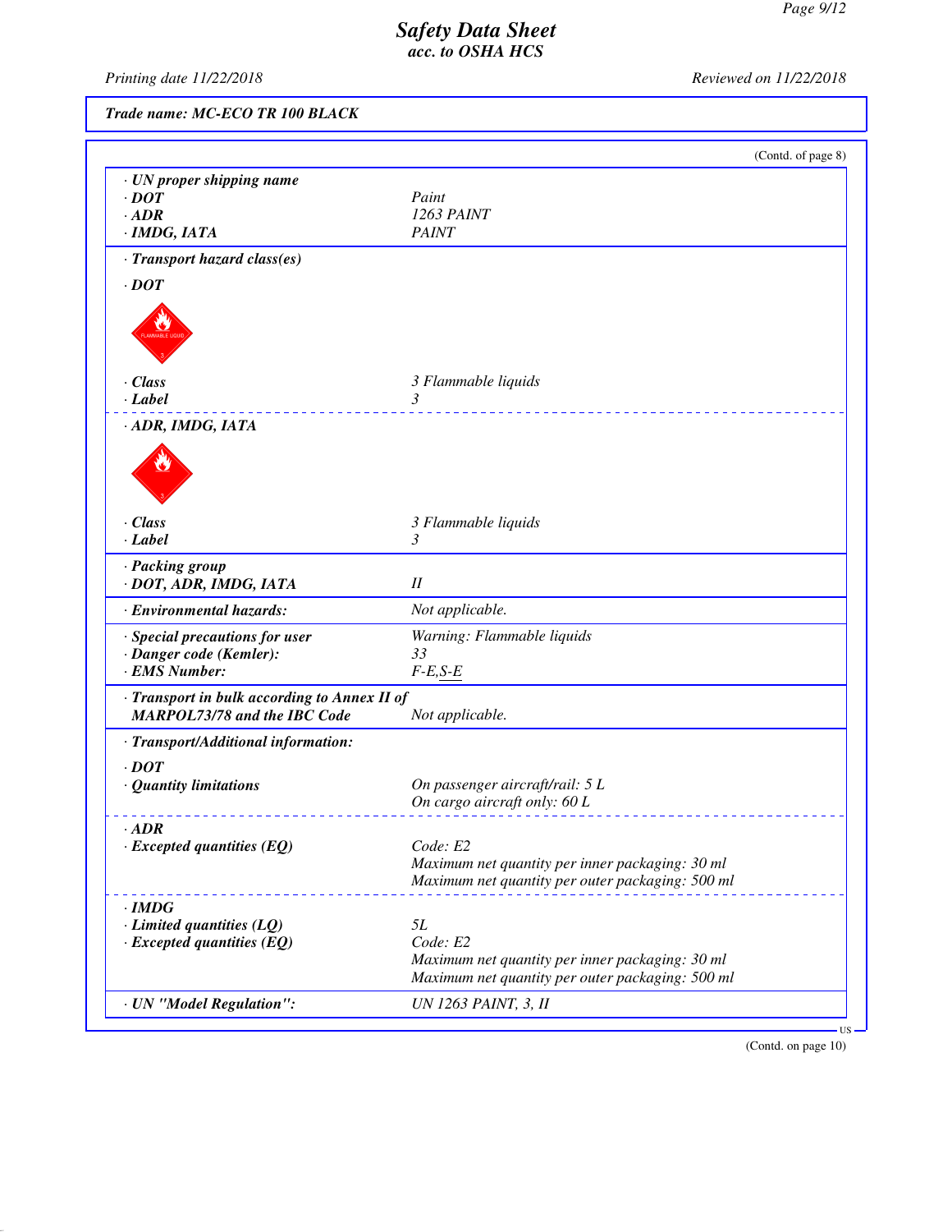**Trade name: MC-ECO TR 100 BLACK**

(Contd. of page 8)

| | |
|---|---|
| · **UN proper shipping name** | |
| · **DOT** | Paint |
| · **ADR** | 1263 PAINT |
| · **IMDG, IATA** | PAINT |
| · **Transport hazard class(es)** | |
| · **DOT** | |
| · **Class** | 3 Flammable liquids |
| · **Label** | 3 |
| · **ADR, IMDG, IATA** | |
| · **Class** | 3 Flammable liquids |
| · **Label** | 3 |
| · **Packing group** | |
| · **DOT, ADR, IMDG, IATA** | II |
| · **Environmental hazards:** | Not applicable. |
| · **Special precautions for user** | Warning: Flammable liquids |
| · **Danger code (Kemler):** | 33 |
| · **EMS Number:** | F-E,S-E |
| · **Transport in bulk according to Annex II of MARPOL73/78 and the IBC Code** | Not applicable. |
| · **Transport/Additional information:** | |
| · **DOT** | |
| · **Quantity limitations** | On passenger aircraft/rail: 5 L<br>On cargo aircraft only: 60 L |
| · **ADR** | |
| · **Excepted quantities (EQ)** | Code: E2<br>Maximum net quantity per inner packaging: 30 ml<br>Maximum net quantity per outer packaging: 500 ml |
| · **IMDG** | |
| · **Limited quantities (LQ)** | 5L |
| · **Excepted quantities (EQ)** | Code: E2<br>Maximum net quantity per inner packaging: 30 ml<br>Maximum net quantity per outer packaging: 500 ml |
| · **UN "Model Regulation":** | UN 1263 PAINT, 3, II |

(Contd. on page 10)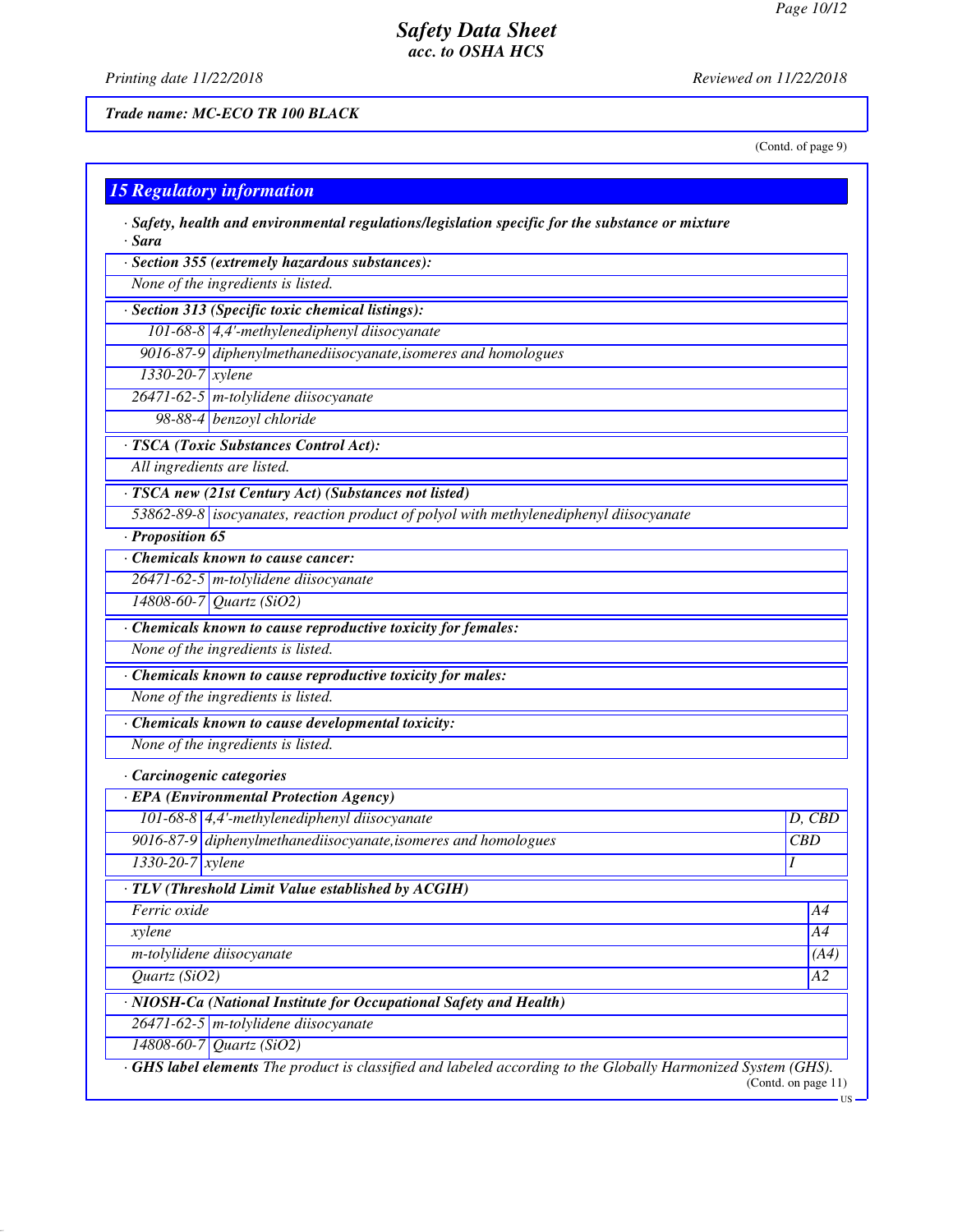*Trade name: MC-ECO TR 100 BLACK*

(Contd. of page 9)

## 15 Regulatory information

· **Safety, health and environmental regulations/legislation specific for the substance or mixture**

· **Sara**

| · Section 355 (extremely hazardous substances): | |
|---|---|
| None of the ingredients is listed. | |

| · Section 313 (Specific toxic chemical listings): | |
|---|---|
| 101-68-8 | 4,4'-methylenediphenyl diisocyanate |
| 9016-87-9 | diphenylmethanediisocyanate,isomeres and homologues |
| 1330-20-7 | xylene |
| 26471-62-5 | m-tolylidene diisocyanate |
| 98-88-4 | benzoyl chloride |

| · TSCA (Toxic Substances Control Act): | |
|---|---|
| All ingredients are listed. | |

| · TSCA new (21st Century Act) (Substances not listed) | |
|---|---|
| 53862-89-8 | isocyanates, reaction product of polyol with methylenediphenyl diisocyanate |

· **Proposition 65**

| · Chemicals known to cause cancer: | |
|---|---|
| 26471-62-5 | m-tolylidene diisocyanate |
| 14808-60-7 | Quartz ($SiO_2$) |

| · Chemicals known to cause reproductive toxicity for females: |
|---|
| None of the ingredients is listed. |

| · Chemicals known to cause reproductive toxicity for males: |
|---|
| None of the ingredients is listed. |

| · Chemicals known to cause developmental toxicity: |
|---|
| None of the ingredients is listed. |

· **Carcinogenic categories**

| · EPA (Environmental Protection Agency) | | |
|---|---|---|
| 101-68-8 | 4,4'-methylenediphenyl diisocyanate | D, CBD |
| 9016-87-9 | diphenylmethanediisocyanate,isomeres and homologues | CBD |
| 1330-20-7 | xylene | I |

| · TLV (Threshold Limit Value established by ACGIH) | |
|---|---|
| Ferric oxide | A4 |
| xylene | A4 |
| m-tolylidene diisocyanate | (A4) |
| Quartz ($SiO_2$) | A2 |

| · NIOSH-Ca (National Institute for Occupational Safety and Health) | |
|---|---|
| 26471-62-5 | m-tolylidene diisocyanate |
| 14808-60-7 | Quartz ($SiO_2$) |

· **GHS label elements** The product is classified and labeled according to the Globally Harmonized System (GHS).

(Contd. on page 11)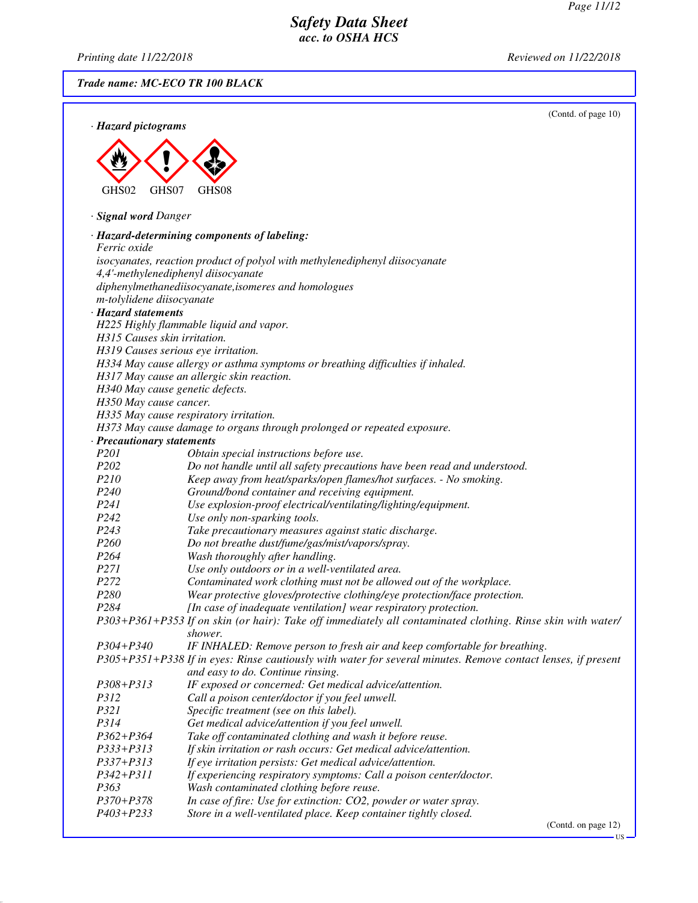**Trade name: MC-ECO TR 100 BLACK**

(Contd. of page 10)

· **Hazard pictograms**

GHS02 GHS07 GHS08

· **Signal word** *Danger*

· **Hazard-determining components of labeling:**

*Ferric oxide*
*isocyanates, reaction product of polyol with methylenediphenyl diisocyanate*
*4,4'-methylenediphenyl diisocyanate*
*diphenylmethanediisocyanate,isomeres and homologues*
*m-tolylidene diisocyanate*

· **Hazard statements**

*H225 Highly flammable liquid and vapor.*
*H315 Causes skin irritation.*
*H319 Causes serious eye irritation.*
*H334 May cause allergy or asthma symptoms or breathing difficulties if inhaled.*
*H317 May cause an allergic skin reaction.*
*H340 May cause genetic defects.*
*H350 May cause cancer.*
*H335 May cause respiratory irritation.*
*H373 May cause damage to organs through prolonged or repeated exposure.*

· **Precautionary statements**

| | |
|---|---|
| P201 | Obtain special instructions before use. |
| P202 | Do not handle until all safety precautions have been read and understood. |
| P210 | Keep away from heat/sparks/open flames/hot surfaces. - No smoking. |
| P240 | Ground/bond container and receiving equipment. |
| P241 | Use explosion-proof electrical/ventilating/lighting/equipment. |
| P242 | Use only non-sparking tools. |
| P243 | Take precautionary measures against static discharge. |
| P260 | Do not breathe dust/fume/gas/mist/vapors/spray. |
| P264 | Wash thoroughly after handling. |
| P271 | Use only outdoors or in a well-ventilated area. |
| P272 | Contaminated work clothing must not be allowed out of the workplace. |
| P280 | Wear protective gloves/protective clothing/eye protection/face protection. |
| P284 | [In case of inadequate ventilation] wear respiratory protection. |
| P303+P361+P353 | If on skin (or hair): Take off immediately all contaminated clothing. Rinse skin with water/shower. |
| P304+P340 | IF INHALED: Remove person to fresh air and keep comfortable for breathing. |
| P305+P351+P338 | If in eyes: Rinse cautiously with water for several minutes. Remove contact lenses, if present and easy to do. Continue rinsing. |
| P308+P313 | IF exposed or concerned: Get medical advice/attention. |
| P312 | Call a poison center/doctor if you feel unwell. |
| P321 | Specific treatment (see on this label). |
| P314 | Get medical advice/attention if you feel unwell. |
| P362+P364 | Take off contaminated clothing and wash it before reuse. |
| P333+P313 | If skin irritation or rash occurs: Get medical advice/attention. |
| P337+P313 | If eye irritation persists: Get medical advice/attention. |
| P342+P311 | If experiencing respiratory symptoms: Call a poison center/doctor. |
| P363 | Wash contaminated clothing before reuse. |
| P370+P378 | In case of fire: Use for extinction: CO2, powder or water spray. |
| P403+P233 | Store in a well-ventilated place. Keep container tightly closed. |

(Contd. on page 12)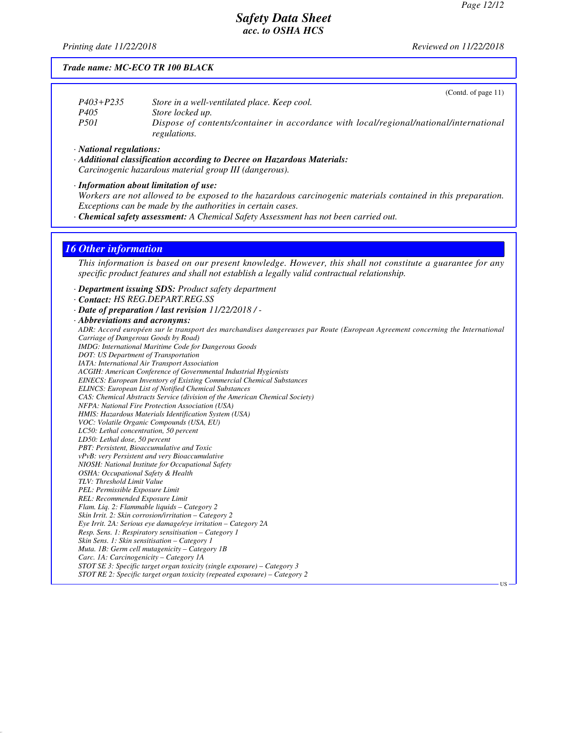Trade name: MC-ECO TR 100 BLACK

(Contd. of page 11)

| | |
|---|---|
| P403+P235 | Store in a well-ventilated place. Keep cool. |
| P405 | Store locked up. |
| P501 | Dispose of contents/container in accordance with local/regional/national/international regulations. |

· **National regulations:**

· **Additional classification according to Decree on Hazardous Materials:**
Carcinogenic hazardous material group III (dangerous).

· **Information about limitation of use:**
Workers are not allowed to be exposed to the hazardous carcinogenic materials contained in this preparation. Exceptions can be made by the authorities in certain cases.

· **Chemical safety assessment:** A Chemical Safety Assessment has not been carried out.

## 16 Other information

This information is based on our present knowledge. However, this shall not constitute a guarantee for any specific product features and shall not establish a legally valid contractual relationship.

· **Department issuing SDS:** Product safety department
· **Contact:** HS REG.DEPART.REG.SS
· **Date of preparation / last revision** 11/22/2018 / -
· **Abbreviations and acronyms:**
ADR: Accord européen sur le transport des marchandises dangereuses par Route (European Agreement concerning the International Carriage of Dangerous Goods by Road)
IMDG: International Maritime Code for Dangerous Goods
DOT: US Department of Transportation
IATA: International Air Transport Association
ACGIH: American Conference of Governmental Industrial Hygienists
EINECS: European Inventory of Existing Commercial Chemical Substances
ELINCS: European List of Notified Chemical Substances
CAS: Chemical Abstracts Service (division of the American Chemical Society)
NFPA: National Fire Protection Association (USA)
HMIS: Hazardous Materials Identification System (USA)
VOC: Volatile Organic Compounds (USA, EU)
LC50: Lethal concentration, 50 percent
LD50: Lethal dose, 50 percent
PBT: Persistent, Bioaccumulative and Toxic
vPvB: very Persistent and very Bioaccumulative
NIOSH: National Institute for Occupational Safety
OSHA: Occupational Safety & Health
TLV: Threshold Limit Value
PEL: Permissible Exposure Limit
REL: Recommended Exposure Limit
Flam. Liq. 2: Flammable liquids – Category 2
Skin Irrit. 2: Skin corrosion/irritation – Category 2
Eye Irrit. 2A: Serious eye damage/eye irritation – Category 2A
Resp. Sens. 1: Respiratory sensitisation – Category 1
Skin Sens. 1: Skin sensitisation – Category 1
Muta. 1B: Germ cell mutagenicity – Category 1B
Carc. 1A: Carcinogenicity – Category 1A
STOT SE 3: Specific target organ toxicity (single exposure) – Category 3
STOT RE 2: Specific target organ toxicity (repeated exposure) – Category 2